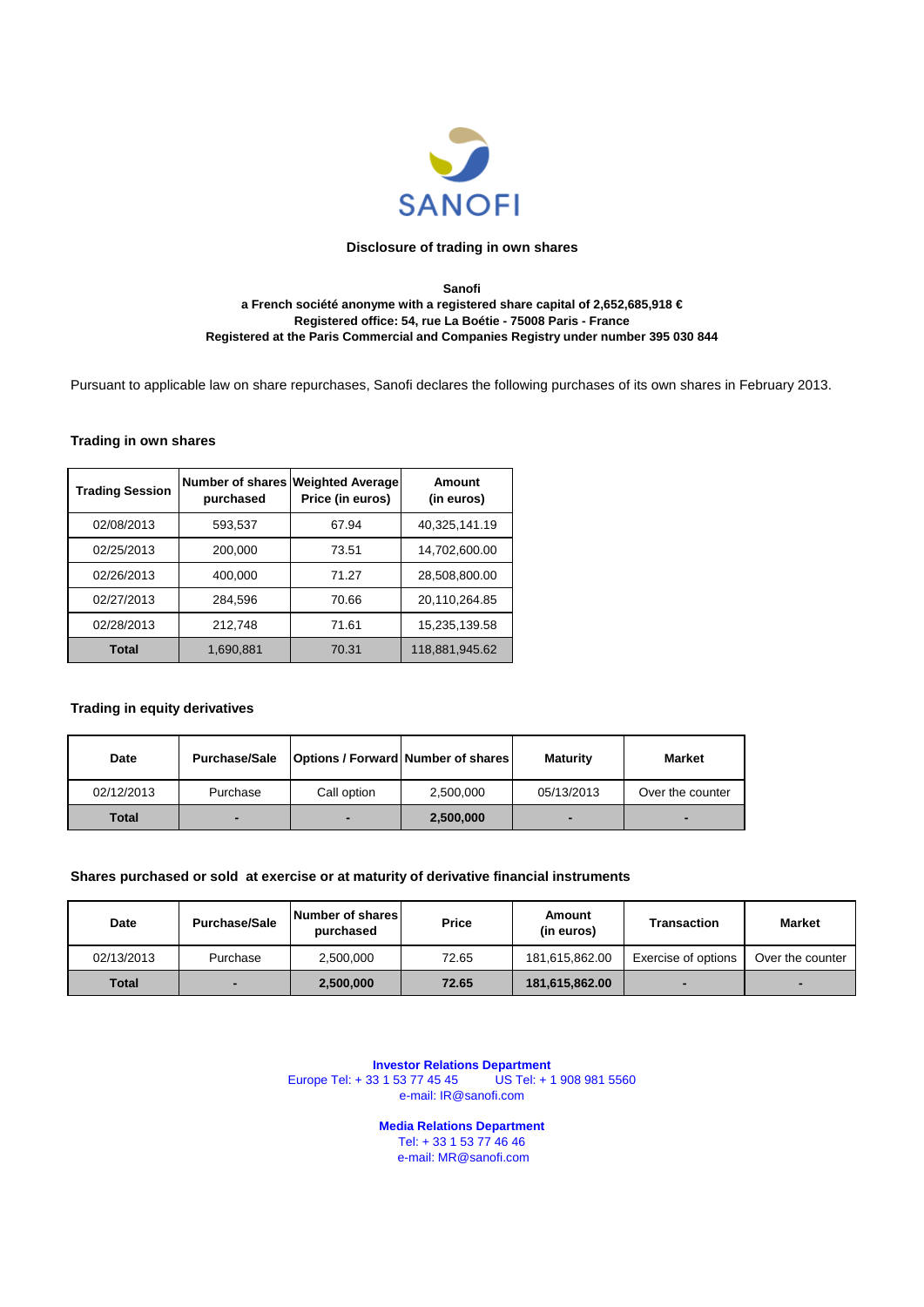SANOFI

## Disclosure of trading in own shares

**Sanofi**
**a French société anonyme with a registered share capital of 2,652,685,918 €**
**Registered office: 54, rue La Boétie - 75008 Paris - France**
**Registered at the Paris Commercial and Companies Registry under number 395 030 844**

Pursuant to applicable law on share repurchases, Sanofi declares the following purchases of its own shares in February 2013.

### Trading in own shares

| Trading Session | Number of shares purchased | Weighted Average Price (in euros) | Amount (in euros) |
|---|---|---|---|
| 02/08/2013 | 593,537 | 67.94 | 40,325,141.19 |
| 02/25/2013 | 200,000 | 73.51 | 14,702,600.00 |
| 02/26/2013 | 400,000 | 71.27 | 28,508,800.00 |
| 02/27/2013 | 284,596 | 70.66 | 20,110,264.85 |
| 02/28/2013 | 212,748 | 71.61 | 15,235,139.58 |
| **Total** | 1,690,881 | 70.31 | 118,881,945.62 |

### Trading in equity derivatives

| Date | Purchase/Sale | Options / Forward | Number of shares | Maturity | Market |
|---|---|---|---|---|---|
| 02/12/2013 | Purchase | Call option | 2,500,000 | 05/13/2013 | Over the counter |
| **Total** | **-** | **-** | **2,500,000** | **-** | **-** |

### Shares purchased or sold at exercise or at maturity of derivative financial instruments

| Date | Purchase/Sale | Number of shares purchased | Price | Amount (in euros) | Transaction | Market |
|---|---|---|---|---|---|---|
| 02/13/2013 | Purchase | 2,500,000 | 72.65 | 181,615,862.00 | Exercise of options | Over the counter |
| **Total** | **-** | **2,500,000** | **72.65** | **181,615,862.00** | **-** | **-** |

**Investor Relations Department**
Europe Tel: + 33 1 53 77 45 45 US Tel: + 1 908 981 5560
e-mail: IR@sanofi.com

**Media Relations Department**
Tel: + 33 1 53 77 46 46
e-mail: MR@sanofi.com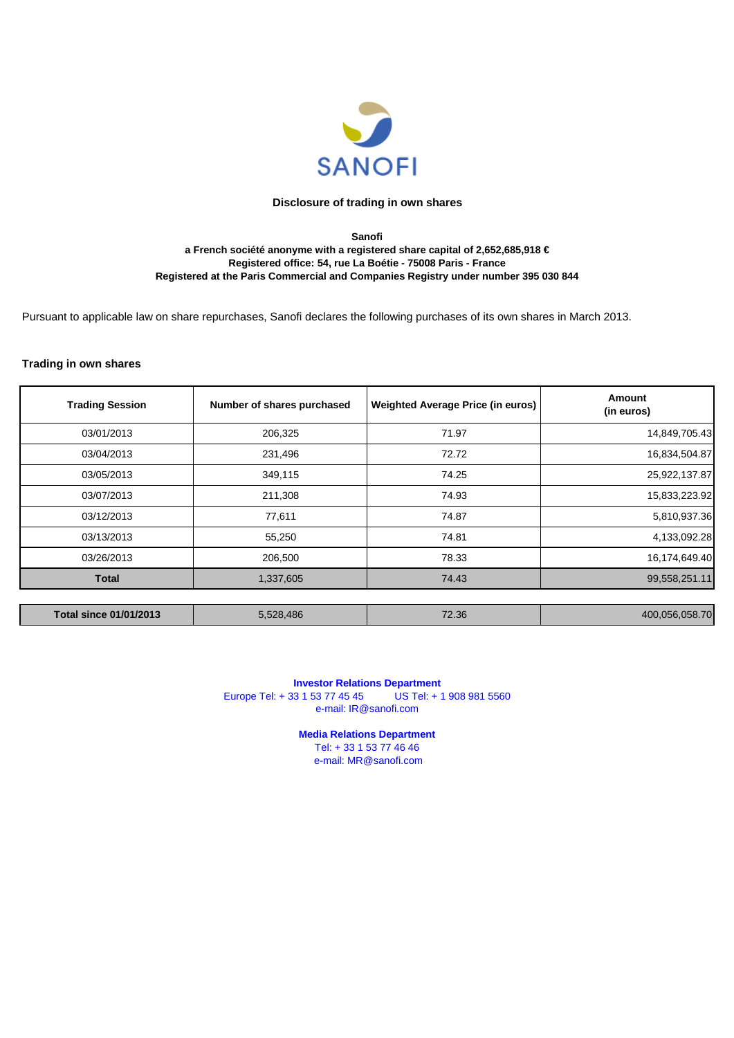SANOFI

## Disclosure of trading in own shares

**Sanofi**
**a French société anonyme with a registered share capital of 2,652,685,918 €**
**Registered office: 54, rue La Boétie - 75008 Paris - France**
**Registered at the Paris Commercial and Companies Registry under number 395 030 844**

Pursuant to applicable law on share repurchases, Sanofi declares the following purchases of its own shares in March 2013.

### Trading in own shares

| Trading Session | Number of shares purchased | Weighted Average Price (in euros) | Amount (in euros) |
|---|---|---|---|
| 03/01/2013 | 206,325 | 71.97 | 14,849,705.43 |
| 03/04/2013 | 231,496 | 72.72 | 16,834,504.87 |
| 03/05/2013 | 349,115 | 74.25 | 25,922,137.87 |
| 03/07/2013 | 211,308 | 74.93 | 15,833,223.92 |
| 03/12/2013 | 77,611 | 74.87 | 5,810,937.36 |
| 03/13/2013 | 55,250 | 74.81 | 4,133,092.28 |
| 03/26/2013 | 206,500 | 78.33 | 16,174,649.40 |
| **Total** | 1,337,605 | 74.43 | 99,558,251.11 |

| **Total since 01/01/2013** | 5,528,486 | 72.36 | 400,056,058.70 |
|---|---|---|---|

**Investor Relations Department**
Europe Tel: + 33 1 53 77 45 45 US Tel: + 1 908 981 5560
e-mail: IR@sanofi.com

**Media Relations Department**
Tel: + 33 1 53 77 46 46
e-mail: MR@sanofi.com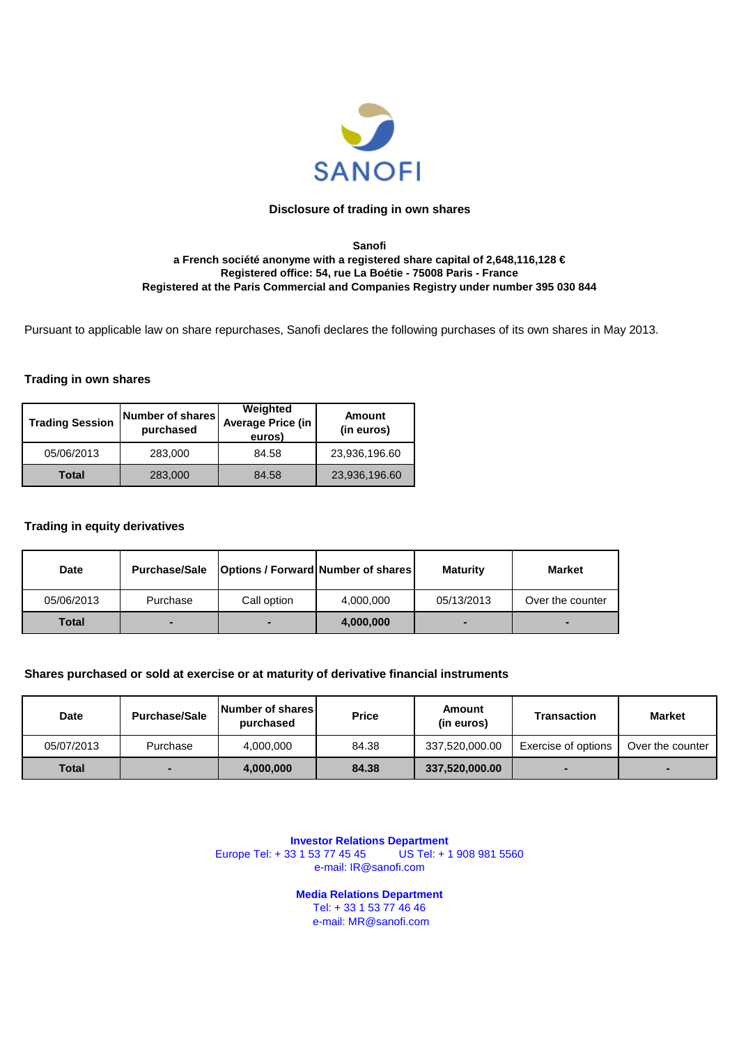## Disclosure of trading in own shares

**Sanofi**
**a French société anonyme with a registered share capital of 2,648,116,128 €**
**Registered office: 54, rue La Boétie - 75008 Paris - France**
**Registered at the Paris Commercial and Companies Registry under number 395 030 844**

Pursuant to applicable law on share repurchases, Sanofi declares the following purchases of its own shares in May 2013.

### Trading in own shares

| Trading Session | Number of shares purchased | Weighted Average Price (in euros) | Amount (in euros) |
|---|---|---|---|
| 05/06/2013 | 283,000 | 84.58 | 23,936,196.60 |
| **Total** | 283,000 | 84.58 | 23,936,196.60 |

### Trading in equity derivatives

| Date | Purchase/Sale | Options / Forward | Number of shares | Maturity | Market |
|---|---|---|---|---|---|
| 05/06/2013 | Purchase | Call option | 4,000,000 | 05/13/2013 | Over the counter |
| **Total** | - | - | **4,000,000** | - | - |

### Shares purchased or sold at exercise or at maturity of derivative financial instruments

| Date | Purchase/Sale | Number of shares purchased | Price | Amount (in euros) | Transaction | Market |
|---|---|---|---|---|---|---|
| 05/07/2013 | Purchase | 4,000,000 | 84.38 | 337,520,000.00 | Exercise of options | Over the counter |
| **Total** | - | **4,000,000** | **84.38** | **337,520,000.00** | - | - |

**Investor Relations Department**
Europe Tel: + 33 1 53 77 45 45 US Tel: + 1 908 981 5560
e-mail: IR@sanofi.com

**Media Relations Department**
Tel: + 33 1 53 77 46 46
e-mail: MR@sanofi.com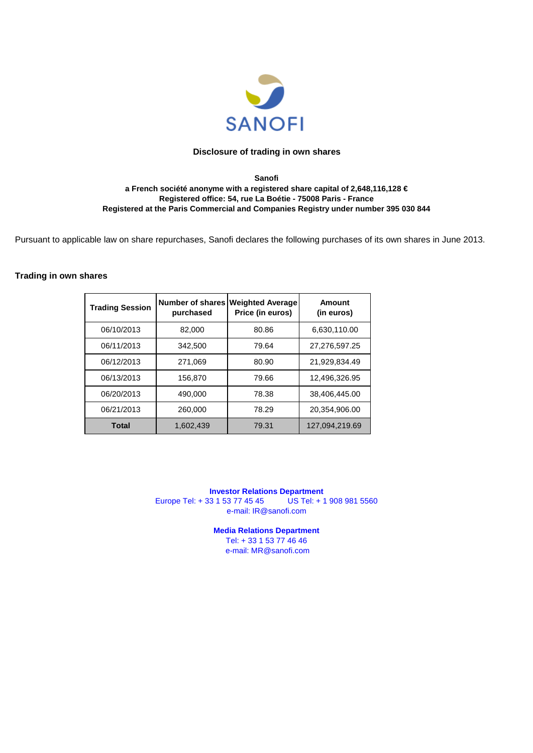# Disclosure of trading in own shares

**Sanofi**
**a French société anonyme with a registered share capital of 2,648,116,128 €**
**Registered office: 54, rue La Boétie - 75008 Paris - France**
**Registered at the Paris Commercial and Companies Registry under number 395 030 844**

Pursuant to applicable law on share repurchases, Sanofi declares the following purchases of its own shares in June 2013.

## Trading in own shares

| Trading Session | Number of shares purchased | Weighted Average Price (in euros) | Amount (in euros) |
|---|---|---|---|
| 06/10/2013 | 82,000 | 80.86 | 6,630,110.00 |
| 06/11/2013 | 342,500 | 79.64 | 27,276,597.25 |
| 06/12/2013 | 271,069 | 80.90 | 21,929,834.49 |
| 06/13/2013 | 156,870 | 79.66 | 12,496,326.95 |
| 06/20/2013 | 490,000 | 78.38 | 38,406,445.00 |
| 06/21/2013 | 260,000 | 78.29 | 20,354,906.00 |
| **Total** | 1,602,439 | 79.31 | 127,094,219.69 |

**Investor Relations Department**
Europe Tel: + 33 1 53 77 45 45 US Tel: + 1 908 981 5560
e-mail: IR@sanofi.com

**Media Relations Department**
Tel: + 33 1 53 77 46 46
e-mail: MR@sanofi.com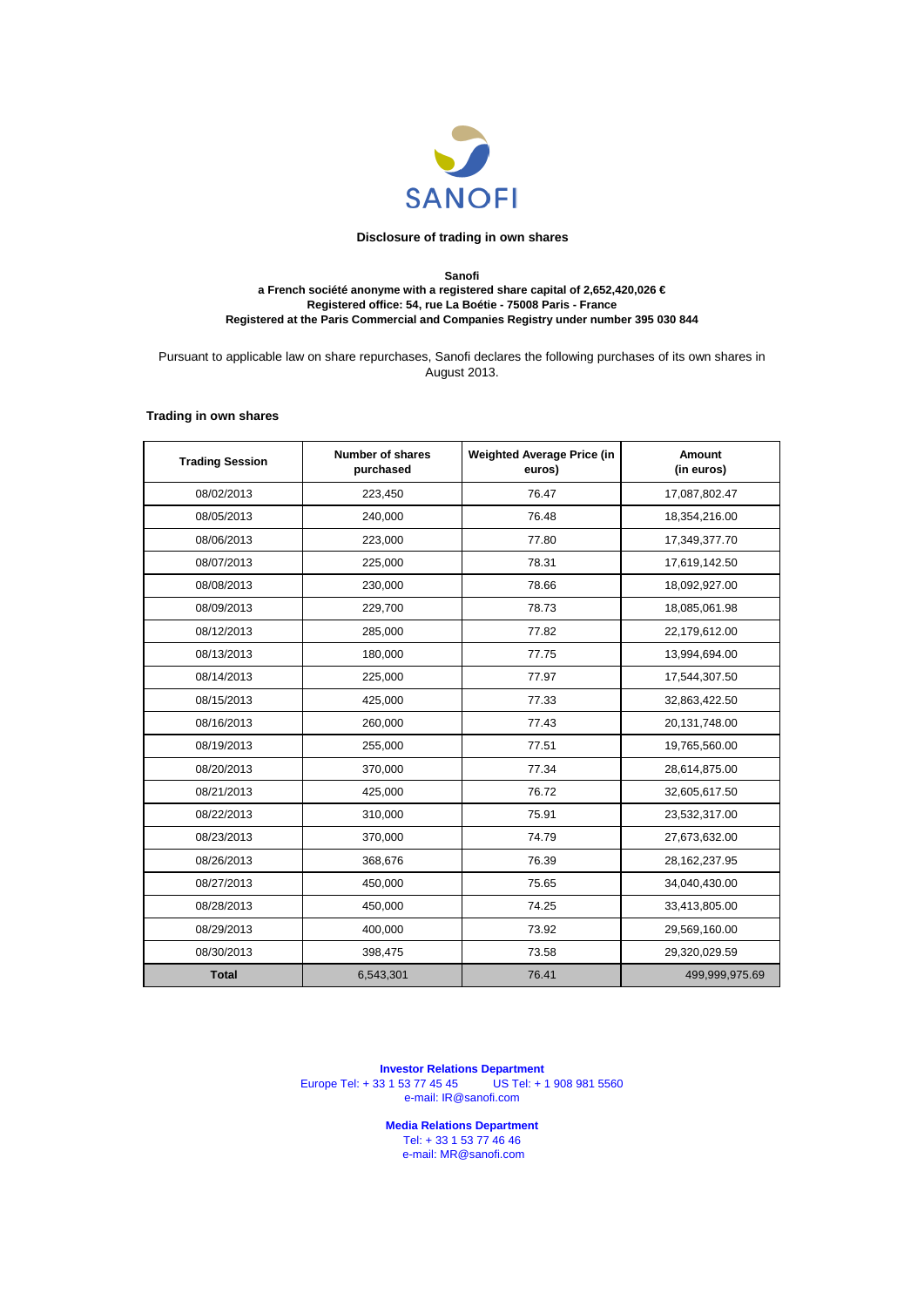SANOFI

## Disclosure of trading in own shares

**Sanofi**
**a French société anonyme with a registered share capital of 2,652,420,026 €**
**Registered office: 54, rue La Boétie - 75008 Paris - France**
**Registered at the Paris Commercial and Companies Registry under number 395 030 844**

Pursuant to applicable law on share repurchases, Sanofi declares the following purchases of its own shares in August 2013.

### Trading in own shares

| Trading Session | Number of shares purchased | Weighted Average Price (in euros) | Amount (in euros) |
|---|---|---|---|
| 08/02/2013 | 223,450 | 76.47 | 17,087,802.47 |
| 08/05/2013 | 240,000 | 76.48 | 18,354,216.00 |
| 08/06/2013 | 223,000 | 77.80 | 17,349,377.70 |
| 08/07/2013 | 225,000 | 78.31 | 17,619,142.50 |
| 08/08/2013 | 230,000 | 78.66 | 18,092,927.00 |
| 08/09/2013 | 229,700 | 78.73 | 18,085,061.98 |
| 08/12/2013 | 285,000 | 77.82 | 22,179,612.00 |
| 08/13/2013 | 180,000 | 77.75 | 13,994,694.00 |
| 08/14/2013 | 225,000 | 77.97 | 17,544,307.50 |
| 08/15/2013 | 425,000 | 77.33 | 32,863,422.50 |
| 08/16/2013 | 260,000 | 77.43 | 20,131,748.00 |
| 08/19/2013 | 255,000 | 77.51 | 19,765,560.00 |
| 08/20/2013 | 370,000 | 77.34 | 28,614,875.00 |
| 08/21/2013 | 425,000 | 76.72 | 32,605,617.50 |
| 08/22/2013 | 310,000 | 75.91 | 23,532,317.00 |
| 08/23/2013 | 370,000 | 74.79 | 27,673,632.00 |
| 08/26/2013 | 368,676 | 76.39 | 28,162,237.95 |
| 08/27/2013 | 450,000 | 75.65 | 34,040,430.00 |
| 08/28/2013 | 450,000 | 74.25 | 33,413,805.00 |
| 08/29/2013 | 400,000 | 73.92 | 29,569,160.00 |
| 08/30/2013 | 398,475 | 73.58 | 29,320,029.59 |
| **Total** | 6,543,301 | 76.41 | 499,999,975.69 |

**Investor Relations Department**
Europe Tel: + 33 1 53 77 45 45 US Tel: + 1 908 981 5560
e-mail: IR@sanofi.com

**Media Relations Department**
Tel: + 33 1 53 77 46 46
e-mail: MR@sanofi.com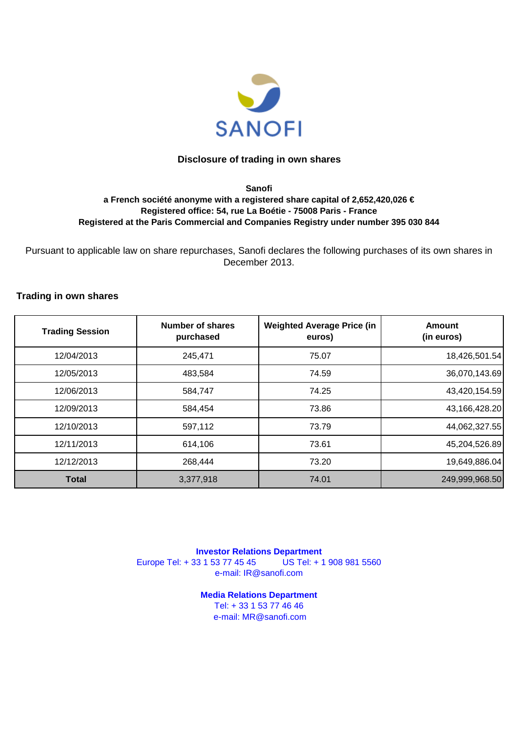SANOFI

## Disclosure of trading in own shares

**Sanofi**
**a French société anonyme with a registered share capital of 2,652,420,026 €**
**Registered office: 54, rue La Boétie - 75008 Paris - France**
**Registered at the Paris Commercial and Companies Registry under number 395 030 844**

Pursuant to applicable law on share repurchases, Sanofi declares the following purchases of its own shares in December 2013.

### Trading in own shares

| Trading Session | Number of shares purchased | Weighted Average Price (in euros) | Amount (in euros) |
|---|---|---|---|
| 12/04/2013 | 245,471 | 75.07 | 18,426,501.54 |
| 12/05/2013 | 483,584 | 74.59 | 36,070,143.69 |
| 12/06/2013 | 584,747 | 74.25 | 43,420,154.59 |
| 12/09/2013 | 584,454 | 73.86 | 43,166,428.20 |
| 12/10/2013 | 597,112 | 73.79 | 44,062,327.55 |
| 12/11/2013 | 614,106 | 73.61 | 45,204,526.89 |
| 12/12/2013 | 268,444 | 73.20 | 19,649,886.04 |
| **Total** | 3,377,918 | 74.01 | 249,999,968.50 |

**Investor Relations Department**
Europe Tel: + 33 1 53 77 45 45 US Tel: + 1 908 981 5560
e-mail: IR@sanofi.com

**Media Relations Department**
Tel: + 33 1 53 77 46 46
e-mail: MR@sanofi.com